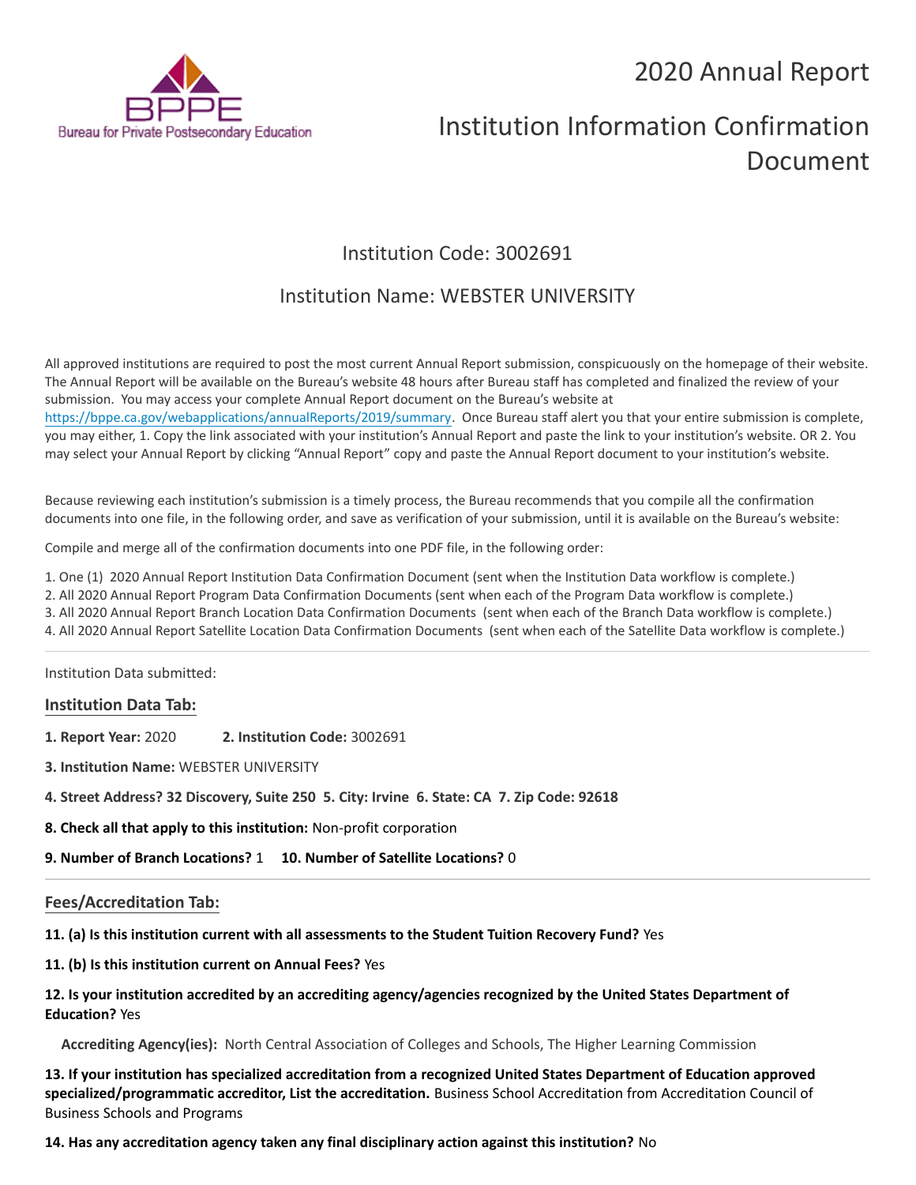Bureau for Private Postsecondary Education

# 2020 Annual Report

# Institution Information Confirmation Document

## Institution Code: 3002691

## Institution Name: WEBSTER UNIVERSITY

All approved institutions are required to post the most current Annual Report submission, conspicuously on the homepage of their website. The Annual Report will be available on the Bureau's website 48 hours after Bureau staff has completed and finalized the review of your submission. You may access your complete Annual Report document on the Bureau's website at https://bppe.ca.gov/webapplications/annualReports/2019/summary. Once Bureau staff alert you that your entire submission is complete, you may either, 1. Copy the link associated with your institution's Annual Report and paste the link to your institution's website. OR 2. You may select your Annual Report by clicking "Annual Report" copy and paste the Annual Report document to your institution's website.

Because reviewing each institution's submission is a timely process, the Bureau recommends that you compile all the confirmation documents into one file, in the following order, and save as verification of your submission, until it is available on the Bureau's website:

Compile and merge all of the confirmation documents into one PDF file, in the following order:

1. One (1) 2020 Annual Report Institution Data Confirmation Document (sent when the Institution Data workflow is complete.)
2. All 2020 Annual Report Program Data Confirmation Documents (sent when each of the Program Data workflow is complete.)
3. All 2020 Annual Report Branch Location Data Confirmation Documents (sent when each of the Branch Data workflow is complete.)
4. All 2020 Annual Report Satellite Location Data Confirmation Documents (sent when each of the Satellite Data workflow is complete.)

---

Institution Data submitted:

### Institution Data Tab:

**1. Report Year:** 2020 **2. Institution Code:** 3002691

**3. Institution Name:** WEBSTER UNIVERSITY

**4. Street Address? 32 Discovery, Suite 250 5. City: Irvine 6. State: CA 7. Zip Code: 92618**

**8. Check all that apply to this institution:** Non-profit corporation

**9. Number of Branch Locations?** 1 **10. Number of Satellite Locations?** 0

---

### Fees/Accreditation Tab:

**11. (a) Is this institution current with all assessments to the Student Tuition Recovery Fund?** Yes

**11. (b) Is this institution current on Annual Fees?** Yes

**12. Is your institution accredited by an accrediting agency/agencies recognized by the United States Department of Education?** Yes

**Accrediting Agency(ies):** North Central Association of Colleges and Schools, The Higher Learning Commission

**13. If your institution has specialized accreditation from a recognized United States Department of Education approved specialized/programmatic accreditor, List the accreditation.** Business School Accreditation from Accreditation Council of Business Schools and Programs

**14. Has any accreditation agency taken any final disciplinary action against this institution?** No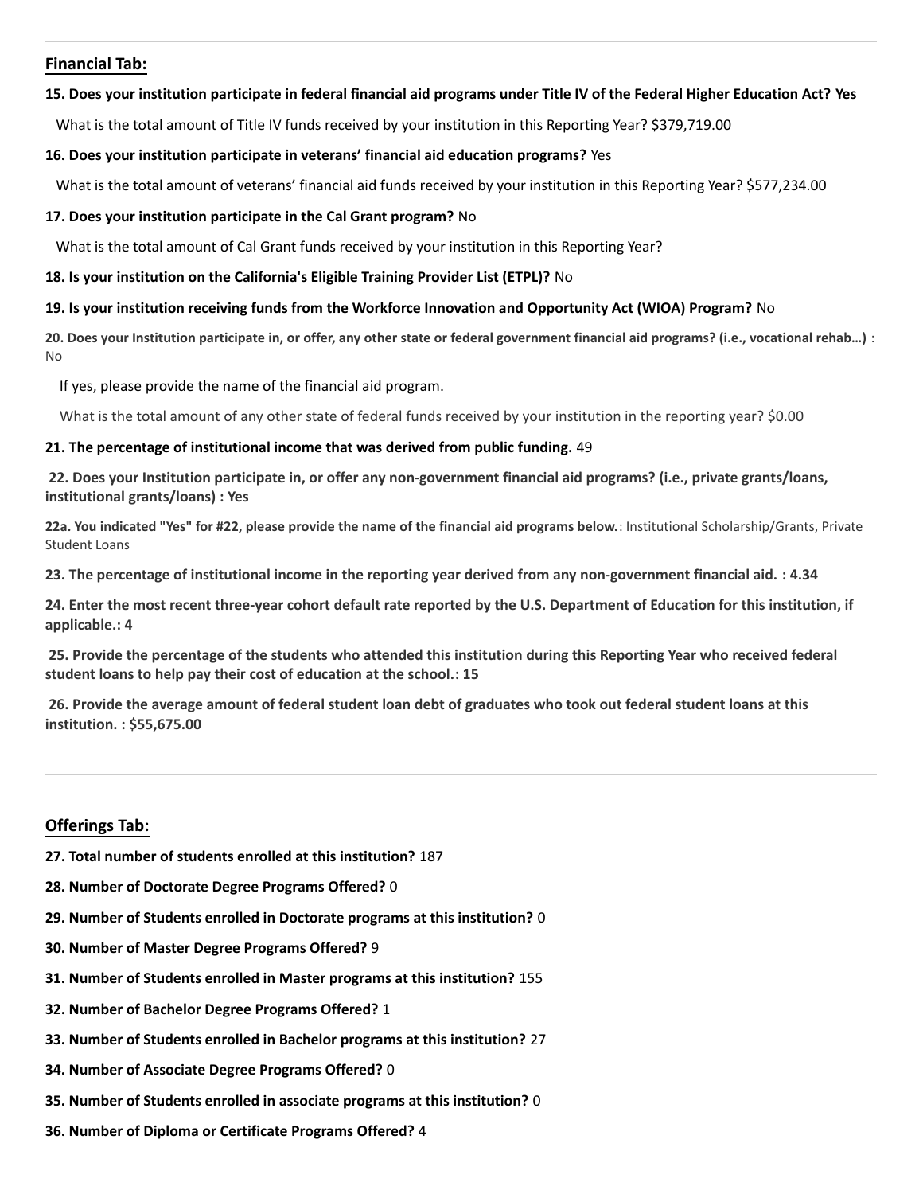## Financial Tab:

**15. Does your institution participate in federal financial aid programs under Title IV of the Federal Higher Education Act? Yes**

What is the total amount of Title IV funds received by your institution in this Reporting Year? $379,719.00

**16. Does your institution participate in veterans' financial aid education programs?** Yes

What is the total amount of veterans' financial aid funds received by your institution in this Reporting Year? $577,234.00

**17. Does your institution participate in the Cal Grant program?** No

What is the total amount of Cal Grant funds received by your institution in this Reporting Year?

**18. Is your institution on the California's Eligible Training Provider List (ETPL)?** No

**19. Is your institution receiving funds from the Workforce Innovation and Opportunity Act (WIOA) Program?** No

**20. Does your Institution participate in, or offer, any other state or federal government financial aid programs? (i.e., vocational rehab...)** : No

If yes, please provide the name of the financial aid program.

What is the total amount of any other state of federal funds received by your institution in the reporting year? $0.00

**21. The percentage of institutional income that was derived from public funding.** 49

**22. Does your Institution participate in, or offer any non-government financial aid programs? (i.e., private grants/loans, institutional grants/loans) : Yes**

**22a. You indicated "Yes" for #22, please provide the name of the financial aid programs below.**: Institutional Scholarship/Grants, Private Student Loans

**23. The percentage of institutional income in the reporting year derived from any non-government financial aid. : 4.34**

**24. Enter the most recent three-year cohort default rate reported by the U.S. Department of Education for this institution, if applicable.: 4**

**25. Provide the percentage of the students who attended this institution during this Reporting Year who received federal student loans to help pay their cost of education at the school.: 15**

**26. Provide the average amount of federal student loan debt of graduates who took out federal student loans at this institution. : $55,675.00**

---

## Offerings Tab:

**27. Total number of students enrolled at this institution?** 187

**28. Number of Doctorate Degree Programs Offered?** 0

**29. Number of Students enrolled in Doctorate programs at this institution?** 0

**30. Number of Master Degree Programs Offered?** 9

**31. Number of Students enrolled in Master programs at this institution?** 155

**32. Number of Bachelor Degree Programs Offered?** 1

**33. Number of Students enrolled in Bachelor programs at this institution?** 27

**34. Number of Associate Degree Programs Offered?** 0

**35. Number of Students enrolled in associate programs at this institution?** 0

**36. Number of Diploma or Certificate Programs Offered?** 4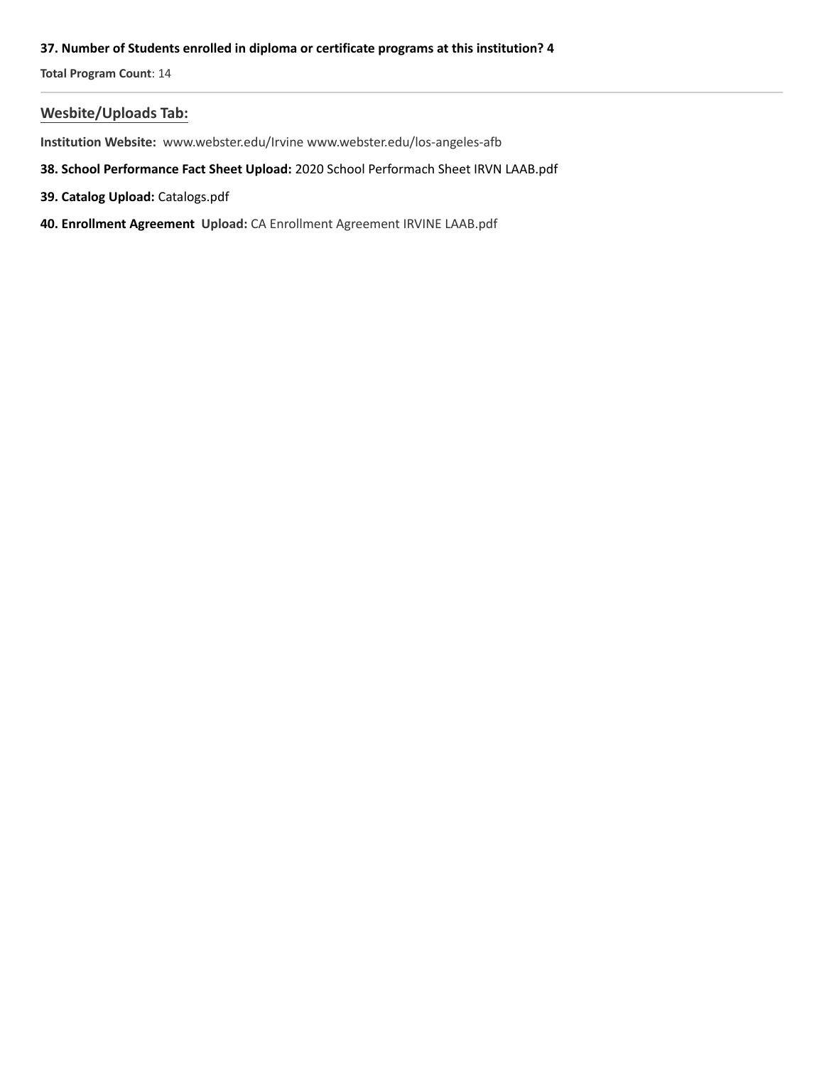**37. Number of Students enrolled in diploma or certificate programs at this institution? 4**

**Total Program Count**: 14

---

## Wesbite/Uploads Tab:

**Institution Website:** www.webster.edu/Irvine www.webster.edu/los-angeles-afb

**38. School Performance Fact Sheet Upload:** 2020 School Performach Sheet IRVN LAAB.pdf

**39. Catalog Upload:** Catalogs.pdf

**40. Enrollment Agreement Upload:** CA Enrollment Agreement IRVINE LAAB.pdf